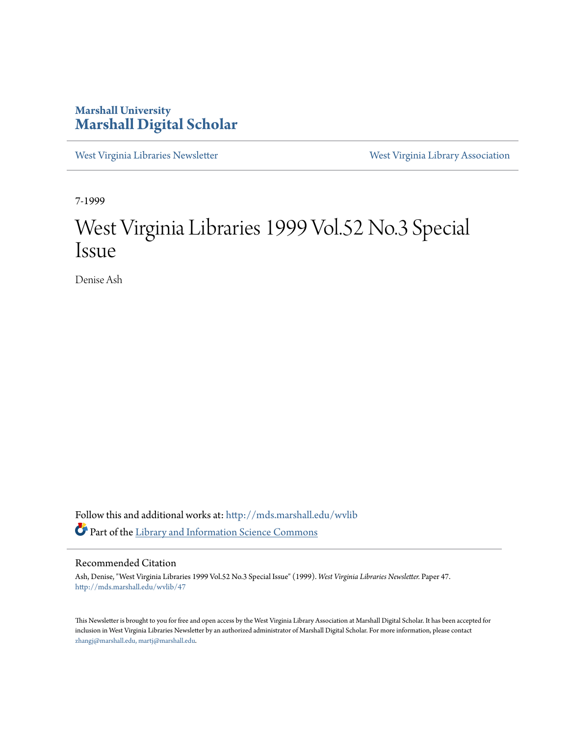Marshall University

# Marshall Digital Scholar

West Virginia Libraries Newsletter | West Virginia Library Association

7-1999

# West Virginia Libraries 1999 Vol.52 No.3 Special Issue

Denise Ash

Follow this and additional works at: http://mds.marshall.edu/wvlib

Part of the Library and Information Science Commons

## Recommended Citation

Ash, Denise, "West Virginia Libraries 1999 Vol.52 No.3 Special Issue" (1999). *West Virginia Libraries Newsletter.* Paper 47. http://mds.marshall.edu/wvlib/47

This Newsletter is brought to you for free and open access by the West Virginia Library Association at Marshall Digital Scholar. It has been accepted for inclusion in West Virginia Libraries Newsletter by an authorized administrator of Marshall Digital Scholar. For more information, please contact zhangj@marshall.edu, martj@marshall.edu.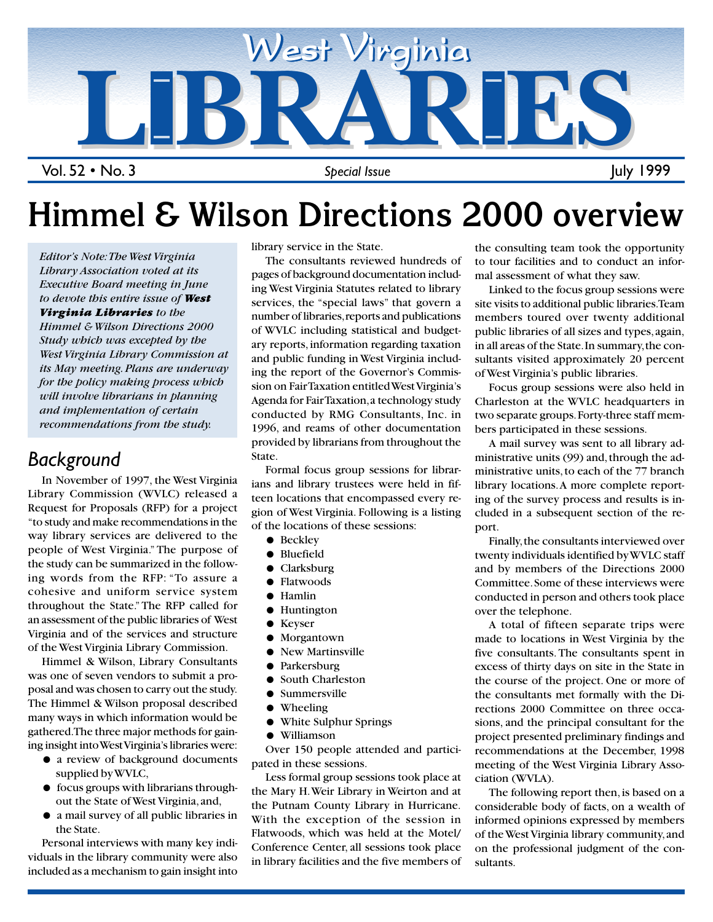# West Virginia LIBRARIES

Vol. 52 • No. 3 — *Special Issue* — July 1999

# Himmel & Wilson Directions 2000 overview

*Editor's Note: The West Virginia Library Association voted at its Executive Board meeting in June to devote this entire issue of **West Virginia Libraries** to the Himmel & Wilson Directions 2000 Study which was excepted by the West Virginia Library Commission at its May meeting. Plans are underway for the policy making process which will involve librarians in planning and implementation of certain recommendations from the study.*

## Background

In November of 1997, the West Virginia Library Commission (WVLC) released a Request for Proposals (RFP) for a project "to study and make recommendations in the way library services are delivered to the people of West Virginia." The purpose of the study can be summarized in the following words from the RFP: "To assure a cohesive and uniform service system throughout the State." The RFP called for an assessment of the public libraries of West Virginia and of the services and structure of the West Virginia Library Commission.

Himmel & Wilson, Library Consultants was one of seven vendors to submit a proposal and was chosen to carry out the study. The Himmel & Wilson proposal described many ways in which information would be gathered. The three major methods for gaining insight into West Virginia's libraries were:

- a review of background documents supplied by WVLC,
- focus groups with librarians throughout the State of West Virginia, and,
- a mail survey of all public libraries in the State.

Personal interviews with many key individuals in the library community were also included as a mechanism to gain insight into library service in the State.

The consultants reviewed hundreds of pages of background documentation including West Virginia Statutes related to library services, the "special laws" that govern a number of libraries, reports and publications of WVLC including statistical and budgetary reports, information regarding taxation and public funding in West Virginia including the report of the Governor's Commission on Fair Taxation entitled West Virginia's Agenda for Fair Taxation, a technology study conducted by RMG Consultants, Inc. in 1996, and reams of other documentation provided by librarians from throughout the State.

Formal focus group sessions for librarians and library trustees were held in fifteen locations that encompassed every region of West Virginia. Following is a listing of the locations of these sessions:

- Beckley
- Bluefield
- Clarksburg
- Flatwoods
- Hamlin
- Huntington
- Keyser
- Morgantown
- New Martinsville
- Parkersburg
- South Charleston
- Summersville
- Wheeling
- White Sulphur Springs
- Williamson

Over 150 people attended and participated in these sessions.

Less formal group sessions took place at the Mary H. Weir Library in Weirton and at the Putnam County Library in Hurricane. With the exception of the session in Flatwoods, which was held at the Motel/Conference Center, all sessions took place in library facilities and the five members of the consulting team took the opportunity to tour facilities and to conduct an informal assessment of what they saw.

Linked to the focus group sessions were site visits to additional public libraries. Team members toured over twenty additional public libraries of all sizes and types, again, in all areas of the State. In summary, the consultants visited approximately 20 percent of West Virginia's public libraries.

Focus group sessions were also held in Charleston at the WVLC headquarters in two separate groups. Forty-three staff members participated in these sessions.

A mail survey was sent to all library administrative units (99) and, through the administrative units, to each of the 77 branch library locations. A more complete reporting of the survey process and results is included in a subsequent section of the report.

Finally, the consultants interviewed over twenty individuals identified by WVLC staff and by members of the Directions 2000 Committee. Some of these interviews were conducted in person and others took place over the telephone.

A total of fifteen separate trips were made to locations in West Virginia by the five consultants. The consultants spent in excess of thirty days on site in the State in the course of the project. One or more of the consultants met formally with the Directions 2000 Committee on three occasions, and the principal consultant for the project presented preliminary findings and recommendations at the December, 1998 meeting of the West Virginia Library Association (WVLA).

The following report then, is based on a considerable body of facts, on a wealth of informed opinions expressed by members of the West Virginia library community, and on the professional judgment of the consultants.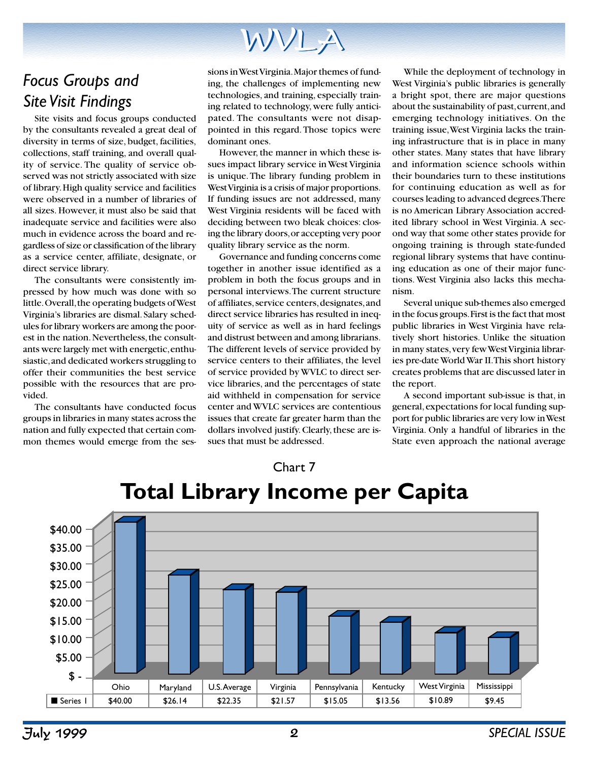## Focus Groups and Site Visit Findings

Site visits and focus groups conducted by the consultants revealed a great deal of diversity in terms of size, budget, facilities, collections, staff training, and overall quality of service. The quality of service observed was not strictly associated with size of library. High quality service and facilities were observed in a number of libraries of all sizes. However, it must also be said that inadequate service and facilities were also much in evidence across the board and regardless of size or classification of the library as a service center, affiliate, designate, or direct service library.

The consultants were consistently impressed by how much was done with so little. Overall, the operating budgets of West Virginia's libraries are dismal. Salary schedules for library workers are among the poorest in the nation. Nevertheless, the consultants were largely met with energetic, enthusiastic, and dedicated workers struggling to offer their communities the best service possible with the resources that are provided.

The consultants have conducted focus groups in libraries in many states across the nation and fully expected that certain common themes would emerge from the sessions in West Virginia. Major themes of funding, the challenges of implementing new technologies, and training, especially training related to technology, were fully anticipated. The consultants were not disappointed in this regard. Those topics were dominant ones.

However, the manner in which these issues impact library service in West Virginia is unique. The library funding problem in West Virginia is a crisis of major proportions. If funding issues are not addressed, many West Virginia residents will be faced with deciding between two bleak choices: closing the library doors, or accepting very poor quality library service as the norm.

Governance and funding concerns come together in another issue identified as a problem in both the focus groups and in personal interviews. The current structure of affiliates, service centers, designates, and direct service libraries has resulted in inequity of service as well as in hard feelings and distrust between and among librarians. The different levels of service provided by service centers to their affiliates, the level of service provided by WVLC to direct service libraries, and the percentages of state aid withheld in compensation for service center and WVLC services are contentious issues that create far greater harm than the dollars involved justify. Clearly, these are issues that must be addressed.

While the deployment of technology in West Virginia's public libraries is generally a bright spot, there are major questions about the sustainability of past, current, and emerging technology initiatives. On the training issue, West Virginia lacks the training infrastructure that is in place in many other states. Many states that have library and information science schools within their boundaries turn to these institutions for continuing education as well as for courses leading to advanced degrees. There is no American Library Association accredited library school in West Virginia. A second way that some other states provide for ongoing training is through state-funded regional library systems that have continuing education as one of their major functions. West Virginia also lacks this mechanism.

Several unique sub-themes also emerged in the focus groups. First is the fact that most public libraries in West Virginia have relatively short histories. Unlike the situation in many states, very few West Virginia libraries pre-date World War II. This short history creates problems that are discussed later in the report.

A second important sub-issue is that, in general, expectations for local funding support for public libraries are very low in West Virginia. Only a handful of libraries in the State even approach the national average

Chart 7

### Total Library Income per Capita

| | Ohio | Maryland | U.S. Average | Virginia | Pennsylvania | Kentucky | West Virginia | Mississippi |
|---|---|---|---|---|---|---|---|---|
| Series 1 | $40.00 | $26.14 | $22.35 | $21.57 | $15.05 | $13.56 | $10.89 | $9.45 |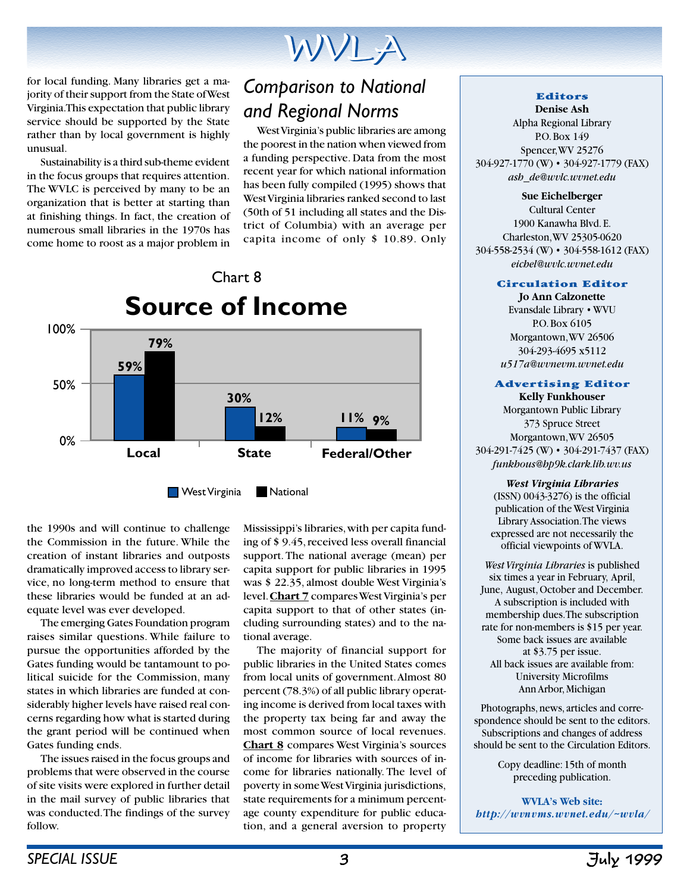for local funding. Many libraries get a majority of their support from the State of West Virginia. This expectation that public library service should be supported by the State rather than by local government is highly unusual.

Sustainability is a third sub-theme evident in the focus groups that requires attention. The WVLC is perceived by many to be an organization that is better at starting than at finishing things. In fact, the creation of numerous small libraries in the 1970s has come home to roost as a major problem in the 1990s and will continue to challenge the Commission in the future. While the creation of instant libraries and outposts dramatically improved access to library service, no long-term method to ensure that these libraries would be funded at an adequate level was ever developed.

The emerging Gates Foundation program raises similar questions. While failure to pursue the opportunities afforded by the Gates funding would be tantamount to political suicide for the Commission, many states in which libraries are funded at considerably higher levels have raised real concerns regarding how what is started during the grant period will be continued when Gates funding ends.

The issues raised in the focus groups and problems that were observed in the course of site visits were explored in further detail in the mail survey of public libraries that was conducted. The findings of the survey follow.

## Comparison to National and Regional Norms

West Virginia's public libraries are among the poorest in the nation when viewed from a funding perspective. Data from the most recent year for which national information has been fully compiled (1995) shows that West Virginia libraries ranked second to last (50th of 51 including all states and the District of Columbia) with an average per capita income of only $ 10.89. Only Mississippi's libraries, with per capita funding of $ 9.45, received less overall financial support. The national average (mean) per capita support for public libraries in 1995 was $ 22.35, almost double West Virginia's level. **Chart 7** compares West Virginia's per capita support to that of other states (including surrounding states) and to the national average.

The majority of financial support for public libraries in the United States comes from local units of government. Almost 80 percent (78.3%) of all public library operating income is derived from local taxes with the property tax being far and away the most common source of local revenues. **Chart 8** compares West Virginia's sources of income for libraries with sources of income for libraries nationally. The level of poverty in some West Virginia jurisdictions, state requirements for a minimum percentage county expenditure for public education, and a general aversion to property

Chart 8

**Source of Income**

| | West Virginia | National |
|---|---|---|
| Local | 59% | 79% |
| State | 30% | 12% |
| Federal/Other | 11% | 9% |

---

**Editors**

**Denise Ash**
Alpha Regional Library
P.O. Box 149
Spencer, WV 25276
304-927-1770 (W) • 304-927-1779 (FAX)
*ash_de@wvlc.wvnet.edu*

**Sue Eichelberger**
Cultural Center
1900 Kanawha Blvd. E.
Charleston, WV 25305-0620
304-558-2534 (W) • 304-558-1612 (FAX)
*eichel@wvlc.wvnet.edu*

**Circulation Editor**

**Jo Ann Calzonette**
Evansdale Library • WVU
P.O. Box 6105
Morgantown, WV 26506
304-293-4695 x5112
*u517a@wvnvm.wvnet.edu*

**Advertising Editor**

**Kelly Funkhouser**
Morgantown Public Library
373 Spruce Street
Morgantown, WV 26505
304-291-7425 (W) • 304-291-7437 (FAX)
*funkhous@hp9k.clark.lib.wv.us*

***West Virginia Libraries*** (ISSN) 0043-3276) is the official publication of the West Virginia Library Association. The views expressed are not necessarily the official viewpoints of WVLA.

*West Virginia Libraries* is published six times a year in February, April, June, August, October and December. A subscription is included with membership dues. The subscription rate for non-members is $15 per year. Some back issues are available at $3.75 per issue. All back issues are available from: University Microfilms Ann Arbor, Michigan

Photographs, news, articles and correspondence should be sent to the editors. Subscriptions and changes of address should be sent to the Circulation Editors.

Copy deadline: 15th of month preceding publication.

**WVLA's Web site:**
***http://wvnvms.wvnet.edu/~wvla/***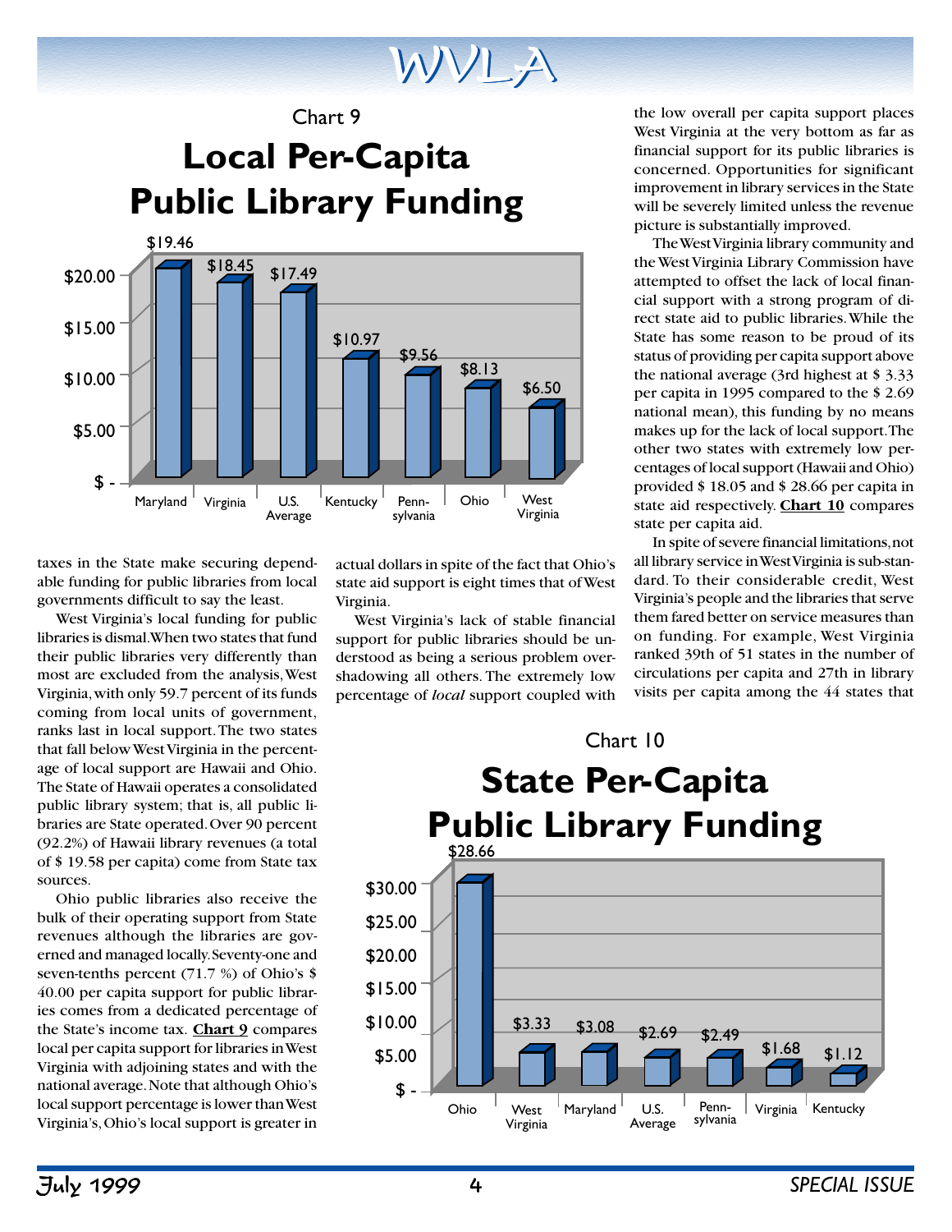Chart 9

## Local Per-Capita Public Library Funding

| State | Local Per-Capita Funding |
|---|---|
| Maryland | $19.46 |
| Virginia | $18.45 |
| U.S. Average | $17.49 |
| Kentucky | $10.97 |
| Pennsylvania | $9.56 |
| Ohio | $8.13 |
| West Virginia | $6.50 |

taxes in the State make securing dependable funding for public libraries from local governments difficult to say the least.

West Virginia's local funding for public libraries is dismal. When two states that fund their public libraries very differently than most are excluded from the analysis, West Virginia, with only 59.7 percent of its funds coming from local units of government, ranks last in local support. The two states that fall below West Virginia in the percentage of local support are Hawaii and Ohio. The State of Hawaii operates a consolidated public library system; that is, all public libraries are State operated. Over 90 percent (92.2%) of Hawaii library revenues (a total of $ 19.58 per capita) come from State tax sources.

Ohio public libraries also receive the bulk of their operating support from State revenues although the libraries are governed and managed locally. Seventy-one and seven-tenths percent (71.7 %) of Ohio's $ 40.00 per capita support for public libraries comes from a dedicated percentage of the State's income tax. **Chart 9** compares local per capita support for libraries in West Virginia with adjoining states and with the national average. Note that although Ohio's local support percentage is lower than West Virginia's, Ohio's local support is greater in actual dollars in spite of the fact that Ohio's state aid support is eight times that of West Virginia.

West Virginia's lack of stable financial support for public libraries should be understood as being a serious problem overshadowing all others. The extremely low percentage of *local* support coupled with the low overall per capita support places West Virginia at the very bottom as far as financial support for its public libraries is concerned. Opportunities for significant improvement in library services in the State will be severely limited unless the revenue picture is substantially improved.

The West Virginia library community and the West Virginia Library Commission have attempted to offset the lack of local financial support with a strong program of direct state aid to public libraries. While the State has some reason to be proud of its status of providing per capita support above the national average (3rd highest at $ 3.33 per capita in 1995 compared to the $ 2.69 national mean), this funding by no means makes up for the lack of local support. The other two states with extremely low percentages of local support (Hawaii and Ohio) provided $ 18.05 and $ 28.66 per capita in state aid respectively. **Chart 10** compares state per capita aid.

In spite of severe financial limitations, not all library service in West Virginia is sub-standard. To their considerable credit, West Virginia's people and the libraries that serve them fared better on service measures than on funding. For example, West Virginia ranked 39th of 51 states in the number of circulations per capita and 27th in library visits per capita among the 44 states that

Chart 10

## State Per-Capita Public Library Funding

| State | State Per-Capita Funding |
|---|---|
| Ohio | $28.66 |
| West Virginia | $3.33 |
| Maryland | $3.08 |
| U.S. Average | $2.69 |
| Pennsylvania | $2.49 |
| Virginia | $1.68 |
| Kentucky | $1.12 |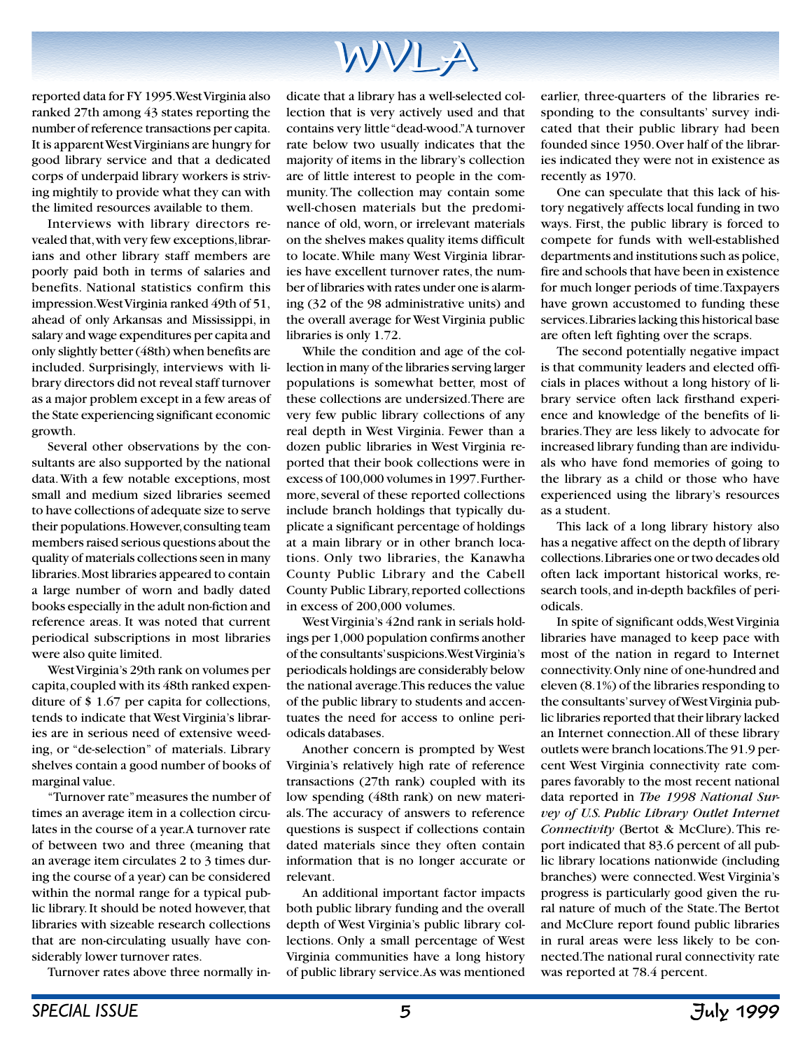reported data for FY 1995. West Virginia also ranked 27th among 43 states reporting the number of reference transactions per capita. It is apparent West Virginians are hungry for good library service and that a dedicated corps of underpaid library workers is striving mightily to provide what they can with the limited resources available to them.

Interviews with library directors revealed that, with very few exceptions, librarians and other library staff members are poorly paid both in terms of salaries and benefits. National statistics confirm this impression. West Virginia ranked 49th of 51, ahead of only Arkansas and Mississippi, in salary and wage expenditures per capita and only slightly better (48th) when benefits are included. Surprisingly, interviews with library directors did not reveal staff turnover as a major problem except in a few areas of the State experiencing significant economic growth.

Several other observations by the consultants are also supported by the national data. With a few notable exceptions, most small and medium sized libraries seemed to have collections of adequate size to serve their populations. However, consulting team members raised serious questions about the quality of materials collections seen in many libraries. Most libraries appeared to contain a large number of worn and badly dated books especially in the adult non-fiction and reference areas. It was noted that current periodical subscriptions in most libraries were also quite limited.

West Virginia's 29th rank on volumes per capita, coupled with its 48th ranked expenditure of $ 1.67 per capita for collections, tends to indicate that West Virginia's libraries are in serious need of extensive weeding, or "de-selection" of materials. Library shelves contain a good number of books of marginal value.

"Turnover rate" measures the number of times an average item in a collection circulates in the course of a year. A turnover rate of between two and three (meaning that an average item circulates 2 to 3 times during the course of a year) can be considered within the normal range for a typical public library. It should be noted however, that libraries with sizeable research collections that are non-circulating usually have considerably lower turnover rates.

Turnover rates above three normally indicate that a library has a well-selected collection that is very actively used and that contains very little "dead-wood." A turnover rate below two usually indicates that the majority of items in the library's collection are of little interest to people in the community. The collection may contain some well-chosen materials but the predominance of old, worn, or irrelevant materials on the shelves makes quality items difficult to locate. While many West Virginia libraries have excellent turnover rates, the number of libraries with rates under one is alarming (32 of the 98 administrative units) and the overall average for West Virginia public libraries is only 1.72.

While the condition and age of the collection in many of the libraries serving larger populations is somewhat better, most of these collections are undersized. There are very few public library collections of any real depth in West Virginia. Fewer than a dozen public libraries in West Virginia reported that their book collections were in excess of 100,000 volumes in 1997. Furthermore, several of these reported collections include branch holdings that typically duplicate a significant percentage of holdings at a main library or in other branch locations. Only two libraries, the Kanawha County Public Library and the Cabell County Public Library, reported collections in excess of 200,000 volumes.

West Virginia's 42nd rank in serials holdings per 1,000 population confirms another of the consultants' suspicions. West Virginia's periodicals holdings are considerably below the national average. This reduces the value of the public library to students and accentuates the need for access to online periodicals databases.

Another concern is prompted by West Virginia's relatively high rate of reference transactions (27th rank) coupled with its low spending (48th rank) on new materials. The accuracy of answers to reference questions is suspect if collections contain dated materials since they often contain information that is no longer accurate or relevant.

An additional important factor impacts both public library funding and the overall depth of West Virginia's public library collections. Only a small percentage of West Virginia communities have a long history of public library service. As was mentioned earlier, three-quarters of the libraries responding to the consultants' survey indicated that their public library had been founded since 1950. Over half of the libraries indicated they were not in existence as recently as 1970.

One can speculate that this lack of history negatively affects local funding in two ways. First, the public library is forced to compete for funds with well-established departments and institutions such as police, fire and schools that have been in existence for much longer periods of time. Taxpayers have grown accustomed to funding these services. Libraries lacking this historical base are often left fighting over the scraps.

The second potentially negative impact is that community leaders and elected officials in places without a long history of library service often lack firsthand experience and knowledge of the benefits of libraries. They are less likely to advocate for increased library funding than are individuals who have fond memories of going to the library as a child or those who have experienced using the library's resources as a student.

This lack of a long library history also has a negative affect on the depth of library collections. Libraries one or two decades old often lack important historical works, research tools, and in-depth backfiles of periodicals.

In spite of significant odds, West Virginia libraries have managed to keep pace with most of the nation in regard to Internet connectivity. Only nine of one-hundred and eleven (8.1%) of the libraries responding to the consultants' survey of West Virginia public libraries reported that their library lacked an Internet connection. All of these library outlets were branch locations. The 91.9 percent West Virginia connectivity rate compares favorably to the most recent national data reported in *The 1998 National Survey of U.S. Public Library Outlet Internet Connectivity* (Bertot & McClure). This report indicated that 83.6 percent of all public library locations nationwide (including branches) were connected. West Virginia's progress is particularly good given the rural nature of much of the State. The Bertot and McClure report found public libraries in rural areas were less likely to be connected. The national rural connectivity rate was reported at 78.4 percent.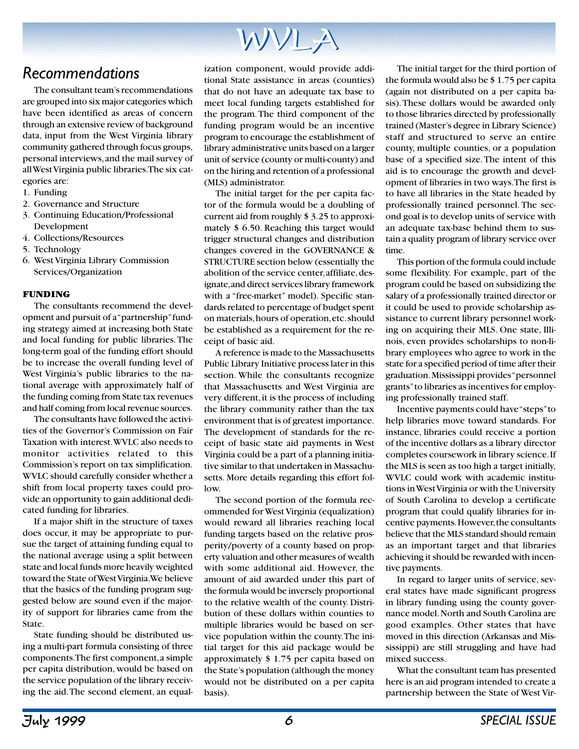## Recommendations

The consultant team's recommendations are grouped into six major categories which have been identified as areas of concern through an extensive review of background data, input from the West Virginia library community gathered through focus groups, personal interviews, and the mail survey of all West Virginia public libraries. The six categories are:

1. Funding
2. Governance and Structure
3. Continuing Education/Professional Development
4. Collections/Resources
5. Technology
6. West Virginia Library Commission Services/Organization

**FUNDING**

The consultants recommend the development and pursuit of a "partnership" funding strategy aimed at increasing both State and local funding for public libraries. The long-term goal of the funding effort should be to increase the overall funding level of West Virginia's public libraries to the national average with approximately half of the funding coming from State tax revenues and half coming from local revenue sources.

The consultants have followed the activities of the Governor's Commission on Fair Taxation with interest. WVLC also needs to monitor activities related to this Commission's report on tax simplification. WVLC should carefully consider whether a shift from local property taxes could provide an opportunity to gain additional dedicated funding for libraries.

If a major shift in the structure of taxes does occur, it may be appropriate to pursue the target of attaining funding equal to the national average using a split between state and local funds more heavily weighted toward the State of West Virginia. We believe that the basics of the funding program suggested below are sound even if the majority of support for libraries came from the State.

State funding should be distributed using a multi-part formula consisting of three components. The first component, a simple per capita distribution, would be based on the service population of the library receiving the aid. The second element, an equalization component, would provide additional State assistance in areas (counties) that do not have an adequate tax base to meet local funding targets established for the program. The third component of the funding program would be an incentive program to encourage the establishment of library administrative units based on a larger unit of service (county or multi-county) and on the hiring and retention of a professional (MLS) administrator.

The initial target for the per capita factor of the formula would be a doubling of current aid from roughly $ 3.25 to approximately $ 6.50. Reaching this target would trigger structural changes and distribution changes covered in the GOVERNANCE & STRUCTURE section below (essentially the abolition of the service center, affiliate, designate, and direct services library framework with a "free-market" model). Specific standards related to percentage of budget spent on materials, hours of operation, etc. should be established as a requirement for the receipt of basic aid.

A reference is made to the Massachusetts Public Library Initiative process later in this section. While the consultants recognize that Massachusetts and West Virginia are very different, it is the process of including the library community rather than the tax environment that is of greatest importance. The development of standards for the receipt of basic state aid payments in West Virginia could be a part of a planning initiative similar to that undertaken in Massachusetts. More details regarding this effort follow.

The second portion of the formula recommended for West Virginia (equalization) would reward all libraries reaching local funding targets based on the relative prosperity/poverty of a county based on property valuation and other measures of wealth with some additional aid. However, the amount of aid awarded under this part of the formula would be inversely proportional to the relative wealth of the county. Distribution of these dollars within counties to multiple libraries would be based on service population within the county. The initial target for this aid package would be approximately $ 1.75 per capita based on the State's population (although the money would not be distributed on a per capita basis).

The initial target for the third portion of the formula would also be $ 1.75 per capita (again not distributed on a per capita basis). These dollars would be awarded only to those libraries directed by professionally trained (Master's degree in Library Science) staff and structured to serve an entire county, multiple counties, or a population base of a specified size. The intent of this aid is to encourage the growth and development of libraries in two ways. The first is to have all libraries in the State headed by professionally trained personnel. The second goal is to develop units of service with an adequate tax-base behind them to sustain a quality program of library service over time.

This portion of the formula could include some flexibility. For example, part of the program could be based on subsidizing the salary of a professionally trained director or it could be used to provide scholarship assistance to current library personnel working on acquiring their MLS. One state, Illinois, even provides scholarships to non-library employees who agree to work in the state for a specified period of time after their graduation. Mississippi provides "personnel grants" to libraries as incentives for employing professionally trained staff.

Incentive payments could have "steps" to help libraries move toward standards. For instance, libraries could receive a portion of the incentive dollars as a library director completes coursework in library science. If the MLS is seen as too high a target initially, WVLC could work with academic institutions in West Virginia or with the University of South Carolina to develop a certificate program that could qualify libraries for incentive payments. However, the consultants believe that the MLS standard should remain as an important target and that libraries achieving it should be rewarded with incentive payments.

In regard to larger units of service, several states have made significant progress in library funding using the county governance model. North and South Carolina are good examples. Other states that have moved in this direction (Arkansas and Mississippi) are still struggling and have had mixed success.

What the consultant team has presented here is an aid program intended to create a partnership between the State of West Vir-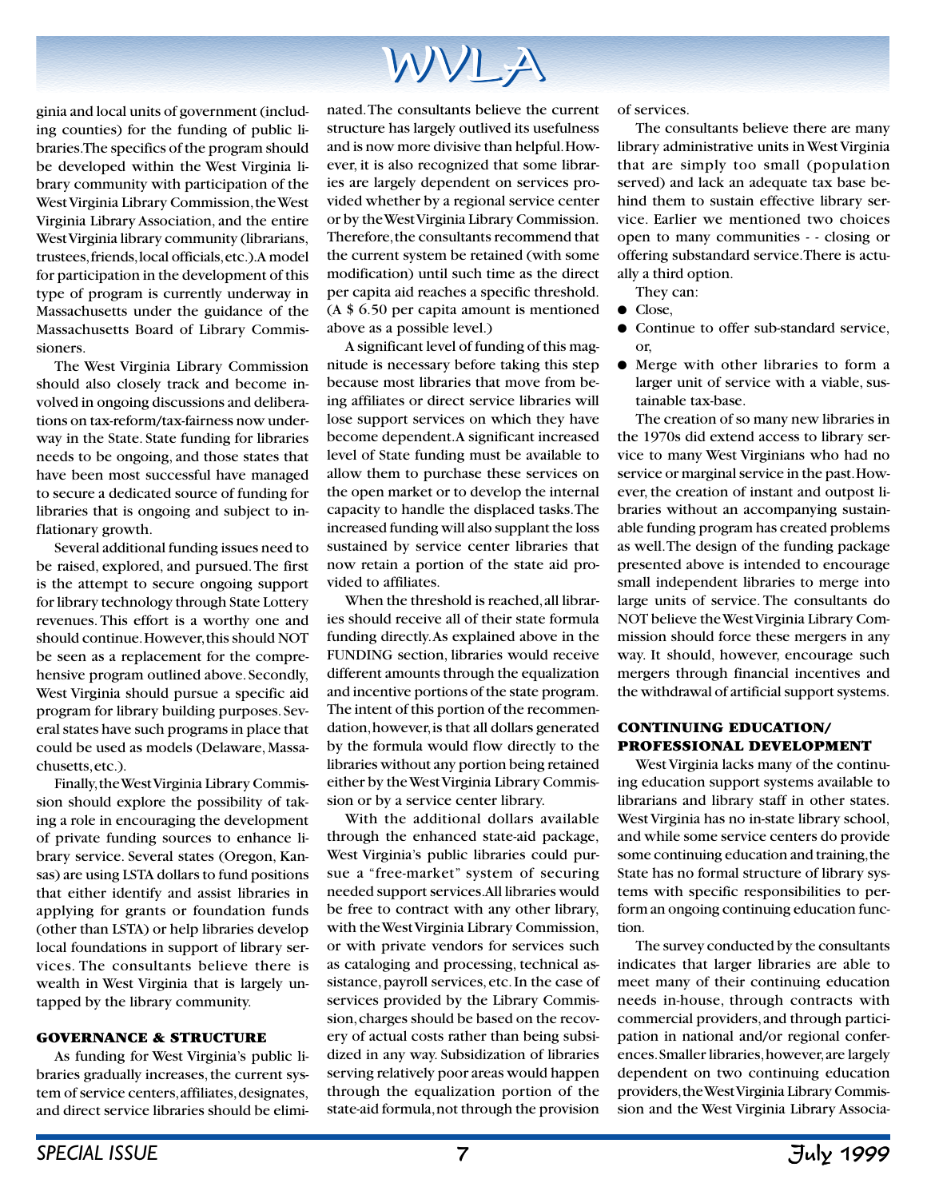ginia and local units of government (including counties) for the funding of public libraries. The specifics of the program should be developed within the West Virginia library community with participation of the West Virginia Library Commission, the West Virginia Library Association, and the entire West Virginia library community (librarians, trustees, friends, local officials, etc.). A model for participation in the development of this type of program is currently underway in Massachusetts under the guidance of the Massachusetts Board of Library Commissioners.

The West Virginia Library Commission should also closely track and become involved in ongoing discussions and deliberations on tax-reform/tax-fairness now underway in the State. State funding for libraries needs to be ongoing, and those states that have been most successful have managed to secure a dedicated source of funding for libraries that is ongoing and subject to inflationary growth.

Several additional funding issues need to be raised, explored, and pursued. The first is the attempt to secure ongoing support for library technology through State Lottery revenues. This effort is a worthy one and should continue. However, this should NOT be seen as a replacement for the comprehensive program outlined above. Secondly, West Virginia should pursue a specific aid program for library building purposes. Several states have such programs in place that could be used as models (Delaware, Massachusetts, etc.).

Finally, the West Virginia Library Commission should explore the possibility of taking a role in encouraging the development of private funding sources to enhance library service. Several states (Oregon, Kansas) are using LSTA dollars to fund positions that either identify and assist libraries in applying for grants or foundation funds (other than LSTA) or help libraries develop local foundations in support of library services. The consultants believe there is wealth in West Virginia that is largely untapped by the library community.

## GOVERNANCE & STRUCTURE

As funding for West Virginia's public libraries gradually increases, the current system of service centers, affiliates, designates, and direct service libraries should be eliminated. The consultants believe the current structure has largely outlived its usefulness and is now more divisive than helpful. However, it is also recognized that some libraries are largely dependent on services provided whether by a regional service center or by the West Virginia Library Commission. Therefore, the consultants recommend that the current system be retained (with some modification) until such time as the direct per capita aid reaches a specific threshold. (A $ 6.50 per capita amount is mentioned above as a possible level.)

A significant level of funding of this magnitude is necessary before taking this step because most libraries that move from being affiliates or direct service libraries will lose support services on which they have become dependent. A significant increased level of State funding must be available to allow them to purchase these services on the open market or to develop the internal capacity to handle the displaced tasks. The increased funding will also supplant the loss sustained by service center libraries that now retain a portion of the state aid provided to affiliates.

When the threshold is reached, all libraries should receive all of their state formula funding directly. As explained above in the FUNDING section, libraries would receive different amounts through the equalization and incentive portions of the state program. The intent of this portion of the recommendation, however, is that all dollars generated by the formula would flow directly to the libraries without any portion being retained either by the West Virginia Library Commission or by a service center library.

With the additional dollars available through the enhanced state-aid package, West Virginia's public libraries could pursue a "free-market" system of securing needed support services. All libraries would be free to contract with any other library, with the West Virginia Library Commission, or with private vendors for services such as cataloging and processing, technical assistance, payroll services, etc. In the case of services provided by the Library Commission, charges should be based on the recovery of actual costs rather than being subsidized in any way. Subsidization of libraries serving relatively poor areas would happen through the equalization portion of the state-aid formula, not through the provision of services.

The consultants believe there are many library administrative units in West Virginia that are simply too small (population served) and lack an adequate tax base behind them to sustain effective library service. Earlier we mentioned two choices open to many communities - - closing or offering substandard service. There is actually a third option.

They can:

- Close,
- Continue to offer sub-standard service, or,
- Merge with other libraries to form a larger unit of service with a viable, sustainable tax-base.

The creation of so many new libraries in the 1970s did extend access to library service to many West Virginians who had no service or marginal service in the past. However, the creation of instant and outpost libraries without an accompanying sustainable funding program has created problems as well. The design of the funding package presented above is intended to encourage small independent libraries to merge into large units of service. The consultants do NOT believe the West Virginia Library Commission should force these mergers in any way. It should, however, encourage such mergers through financial incentives and the withdrawal of artificial support systems.

## CONTINUING EDUCATION/ PROFESSIONAL DEVELOPMENT

West Virginia lacks many of the continuing education support systems available to librarians and library staff in other states. West Virginia has no in-state library school, and while some service centers do provide some continuing education and training, the State has no formal structure of library systems with specific responsibilities to perform an ongoing continuing education function.

The survey conducted by the consultants indicates that larger libraries are able to meet many of their continuing education needs in-house, through contracts with commercial providers, and through participation in national and/or regional conferences. Smaller libraries, however, are largely dependent on two continuing education providers, the West Virginia Library Commission and the West Virginia Library Associa-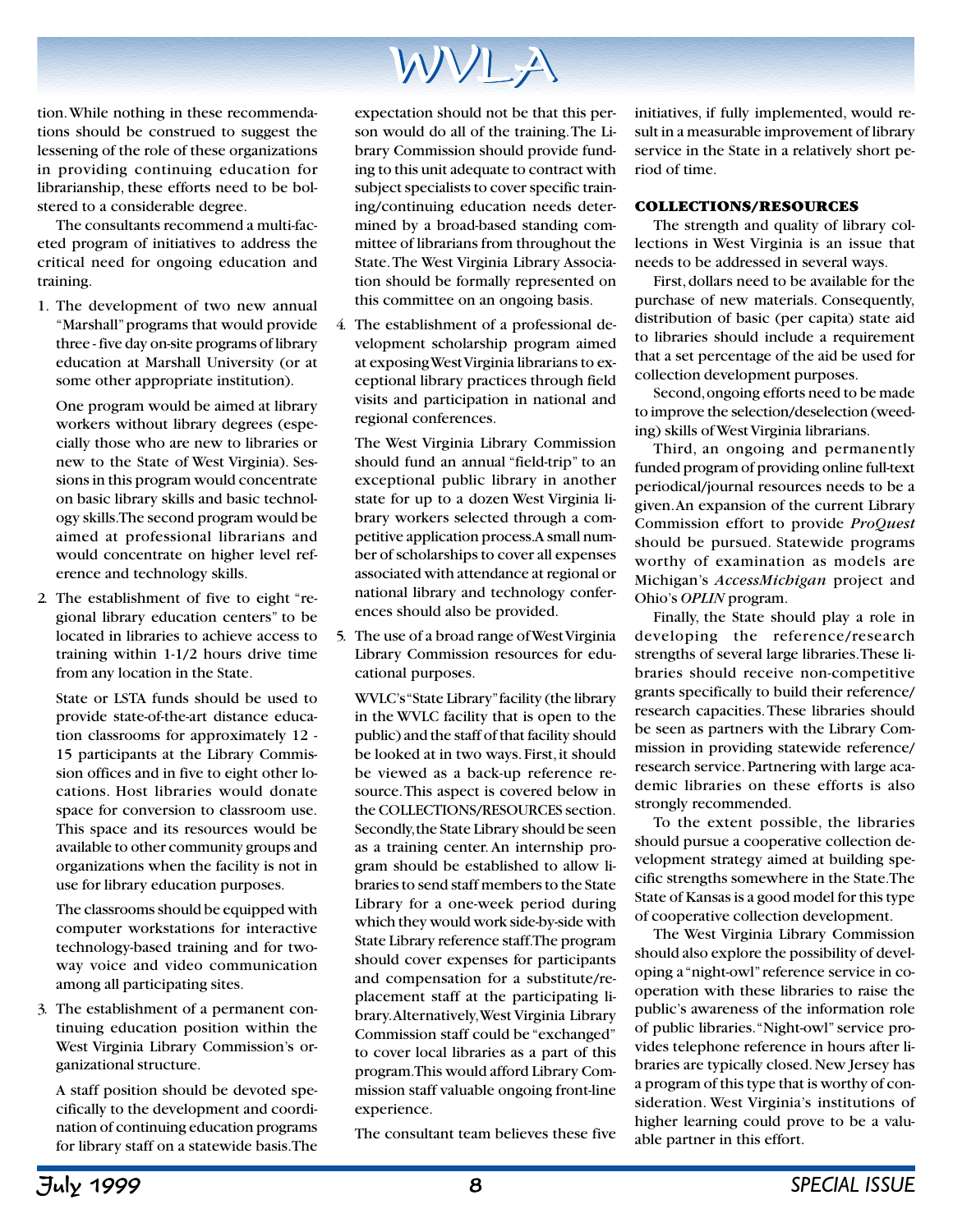tion. While nothing in these recommendations should be construed to suggest the lessening of the role of these organizations in providing continuing education for librarianship, these efforts need to be bolstered to a considerable degree.

The consultants recommend a multi-faceted program of initiatives to address the critical need for ongoing education and training.

1. The development of two new annual "Marshall" programs that would provide three - five day on-site programs of library education at Marshall University (or at some other appropriate institution).

   One program would be aimed at library workers without library degrees (especially those who are new to libraries or new to the State of West Virginia). Sessions in this program would concentrate on basic library skills and basic technology skills. The second program would be aimed at professional librarians and would concentrate on higher level reference and technology skills.

2. The establishment of five to eight "regional library education centers" to be located in libraries to achieve access to training within 1-1/2 hours drive time from any location in the State.

   State or LSTA funds should be used to provide state-of-the-art distance education classrooms for approximately 12 - 15 participants at the Library Commission offices and in five to eight other locations. Host libraries would donate space for conversion to classroom use. This space and its resources would be available to other community groups and organizations when the facility is not in use for library education purposes.

   The classrooms should be equipped with computer workstations for interactive technology-based training and for two-way voice and video communication among all participating sites.

3. The establishment of a permanent continuing education position within the West Virginia Library Commission's organizational structure.

   A staff position should be devoted specifically to the development and coordination of continuing education programs for library staff on a statewide basis. The expectation should not be that this person would do all of the training. The Library Commission should provide funding to this unit adequate to contract with subject specialists to cover specific training/continuing education needs determined by a broad-based standing committee of librarians from throughout the State. The West Virginia Library Association should be formally represented on this committee on an ongoing basis.

4. The establishment of a professional development scholarship program aimed at exposing West Virginia librarians to exceptional library practices through field visits and participation in national and regional conferences.

   The West Virginia Library Commission should fund an annual "field-trip" to an exceptional public library in another state for up to a dozen West Virginia library workers selected through a competitive application process. A small number of scholarships to cover all expenses associated with attendance at regional or national library and technology conferences should also be provided.

5. The use of a broad range of West Virginia Library Commission resources for educational purposes.

   WVLC's "State Library" facility (the library in the WVLC facility that is open to the public) and the staff of that facility should be looked at in two ways. First, it should be viewed as a back-up reference resource. This aspect is covered below in the COLLECTIONS/RESOURCES section. Secondly, the State Library should be seen as a training center. An internship program should be established to allow libraries to send staff members to the State Library for a one-week period during which they would work side-by-side with State Library reference staff. The program should cover expenses for participants and compensation for a substitute/replacement staff at the participating library. Alternatively, West Virginia Library Commission staff could be "exchanged" to cover local libraries as a part of this program. This would afford Library Commission staff valuable ongoing front-line experience.

The consultant team believes these five initiatives, if fully implemented, would result in a measurable improvement of library service in the State in a relatively short period of time.

**COLLECTIONS/RESOURCES**

The strength and quality of library collections in West Virginia is an issue that needs to be addressed in several ways.

First, dollars need to be available for the purchase of new materials. Consequently, distribution of basic (per capita) state aid to libraries should include a requirement that a set percentage of the aid be used for collection development purposes.

Second, ongoing efforts need to be made to improve the selection/deselection (weeding) skills of West Virginia librarians.

Third, an ongoing and permanently funded program of providing online full-text periodical/journal resources needs to be a given. An expansion of the current Library Commission effort to provide *ProQuest* should be pursued. Statewide programs worthy of examination as models are Michigan's *AccessMichigan* project and Ohio's *OPLIN* program.

Finally, the State should play a role in developing the reference/research strengths of several large libraries. These libraries should receive non-competitive grants specifically to build their reference/research capacities. These libraries should be seen as partners with the Library Commission in providing statewide reference/research service. Partnering with large academic libraries on these efforts is also strongly recommended.

To the extent possible, the libraries should pursue a cooperative collection development strategy aimed at building specific strengths somewhere in the State. The State of Kansas is a good model for this type of cooperative collection development.

The West Virginia Library Commission should also explore the possibility of developing a "night-owl" reference service in cooperation with these libraries to raise the public's awareness of the information role of public libraries. "Night-owl" service provides telephone reference in hours after libraries are typically closed. New Jersey has a program of this type that is worthy of consideration. West Virginia's institutions of higher learning could prove to be a valuable partner in this effort.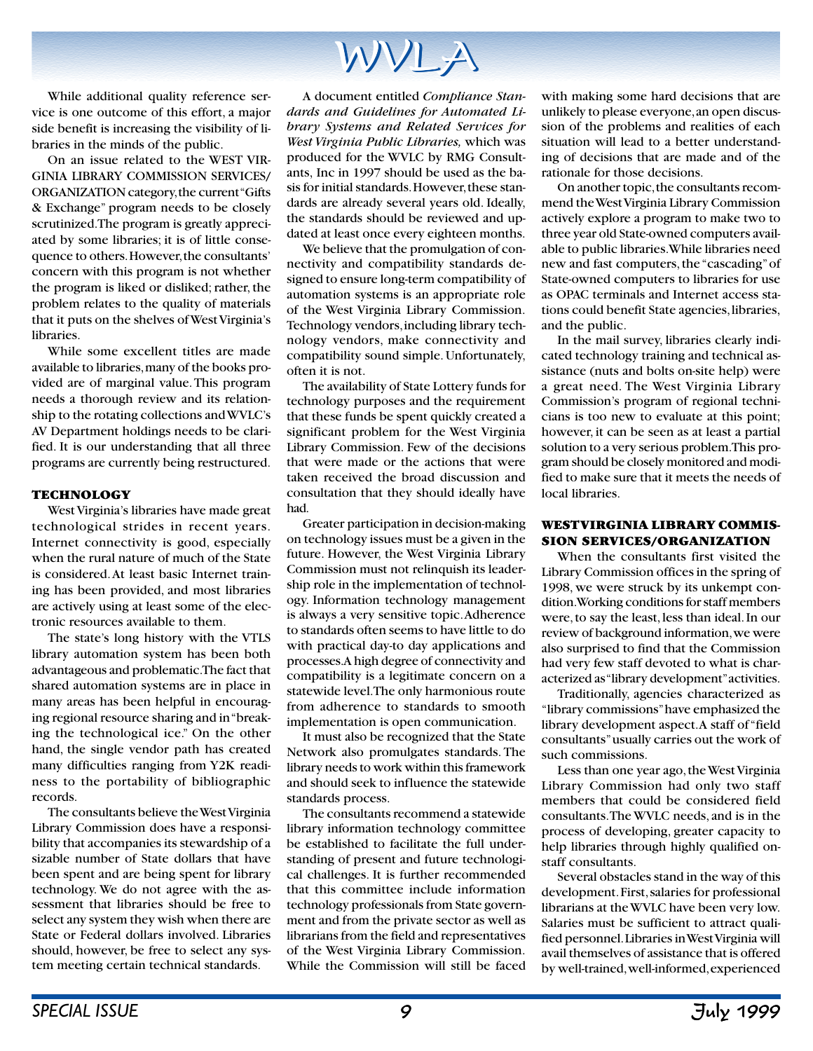While additional quality reference service is one outcome of this effort, a major side benefit is increasing the visibility of libraries in the minds of the public.

On an issue related to the WEST VIRGINIA LIBRARY COMMISSION SERVICES/ ORGANIZATION category, the current "Gifts & Exchange" program needs to be closely scrutinized. The program is greatly appreciated by some libraries; it is of little consequence to others. However, the consultants' concern with this program is not whether the program is liked or disliked; rather, the problem relates to the quality of materials that it puts on the shelves of West Virginia's libraries.

While some excellent titles are made available to libraries, many of the books provided are of marginal value. This program needs a thorough review and its relationship to the rotating collections and WVLC's AV Department holdings needs to be clarified. It is our understanding that all three programs are currently being restructured.

### TECHNOLOGY

West Virginia's libraries have made great technological strides in recent years. Internet connectivity is good, especially when the rural nature of much of the State is considered. At least basic Internet training has been provided, and most libraries are actively using at least some of the electronic resources available to them.

The state's long history with the VTLS library automation system has been both advantageous and problematic. The fact that shared automation systems are in place in many areas has been helpful in encouraging regional resource sharing and in "breaking the technological ice." On the other hand, the single vendor path has created many difficulties ranging from Y2K readiness to the portability of bibliographic records.

The consultants believe the West Virginia Library Commission does have a responsibility that accompanies its stewardship of a sizable number of State dollars that have been spent and are being spent for library technology. We do not agree with the assessment that libraries should be free to select any system they wish when there are State or Federal dollars involved. Libraries should, however, be free to select any system meeting certain technical standards.

A document entitled *Compliance Standards and Guidelines for Automated Library Systems and Related Services for West Virginia Public Libraries,* which was produced for the WVLC by RMG Consultants, Inc in 1997 should be used as the basis for initial standards. However, these standards are already several years old. Ideally, the standards should be reviewed and updated at least once every eighteen months.

We believe that the promulgation of connectivity and compatibility standards designed to ensure long-term compatibility of automation systems is an appropriate role of the West Virginia Library Commission. Technology vendors, including library technology vendors, make connectivity and compatibility sound simple. Unfortunately, often it is not.

The availability of State Lottery funds for technology purposes and the requirement that these funds be spent quickly created a significant problem for the West Virginia Library Commission. Few of the decisions that were made or the actions that were taken received the broad discussion and consultation that they should ideally have had.

Greater participation in decision-making on technology issues must be a given in the future. However, the West Virginia Library Commission must not relinquish its leadership role in the implementation of technology. Information technology management is always a very sensitive topic. Adherence to standards often seems to have little to do with practical day-to day applications and processes. A high degree of connectivity and compatibility is a legitimate concern on a statewide level. The only harmonious route from adherence to standards to smooth implementation is open communication.

It must also be recognized that the State Network also promulgates standards. The library needs to work within this framework and should seek to influence the statewide standards process.

The consultants recommend a statewide library information technology committee be established to facilitate the full understanding of present and future technological challenges. It is further recommended that this committee include information technology professionals from State government and from the private sector as well as librarians from the field and representatives of the West Virginia Library Commission. While the Commission will still be faced with making some hard decisions that are unlikely to please everyone, an open discussion of the problems and realities of each situation will lead to a better understanding of decisions that are made and of the rationale for those decisions.

On another topic, the consultants recommend the West Virginia Library Commission actively explore a program to make two to three year old State-owned computers available to public libraries. While libraries need new and fast computers, the "cascading" of State-owned computers to libraries for use as OPAC terminals and Internet access stations could benefit State agencies, libraries, and the public.

In the mail survey, libraries clearly indicated technology training and technical assistance (nuts and bolts on-site help) were a great need. The West Virginia Library Commission's program of regional technicians is too new to evaluate at this point; however, it can be seen as at least a partial solution to a very serious problem. This program should be closely monitored and modified to make sure that it meets the needs of local libraries.

### WEST VIRGINIA LIBRARY COMMISSION SERVICES/ORGANIZATION

When the consultants first visited the Library Commission offices in the spring of 1998, we were struck by its unkempt condition. Working conditions for staff members were, to say the least, less than ideal. In our review of background information, we were also surprised to find that the Commission had very few staff devoted to what is characterized as "library development" activities.

Traditionally, agencies characterized as "library commissions" have emphasized the library development aspect. A staff of "field consultants" usually carries out the work of such commissions.

Less than one year ago, the West Virginia Library Commission had only two staff members that could be considered field consultants. The WVLC needs, and is in the process of developing, greater capacity to help libraries through highly qualified on-staff consultants.

Several obstacles stand in the way of this development. First, salaries for professional librarians at the WVLC have been very low. Salaries must be sufficient to attract qualified personnel. Libraries in West Virginia will avail themselves of assistance that is offered by well-trained, well-informed, experienced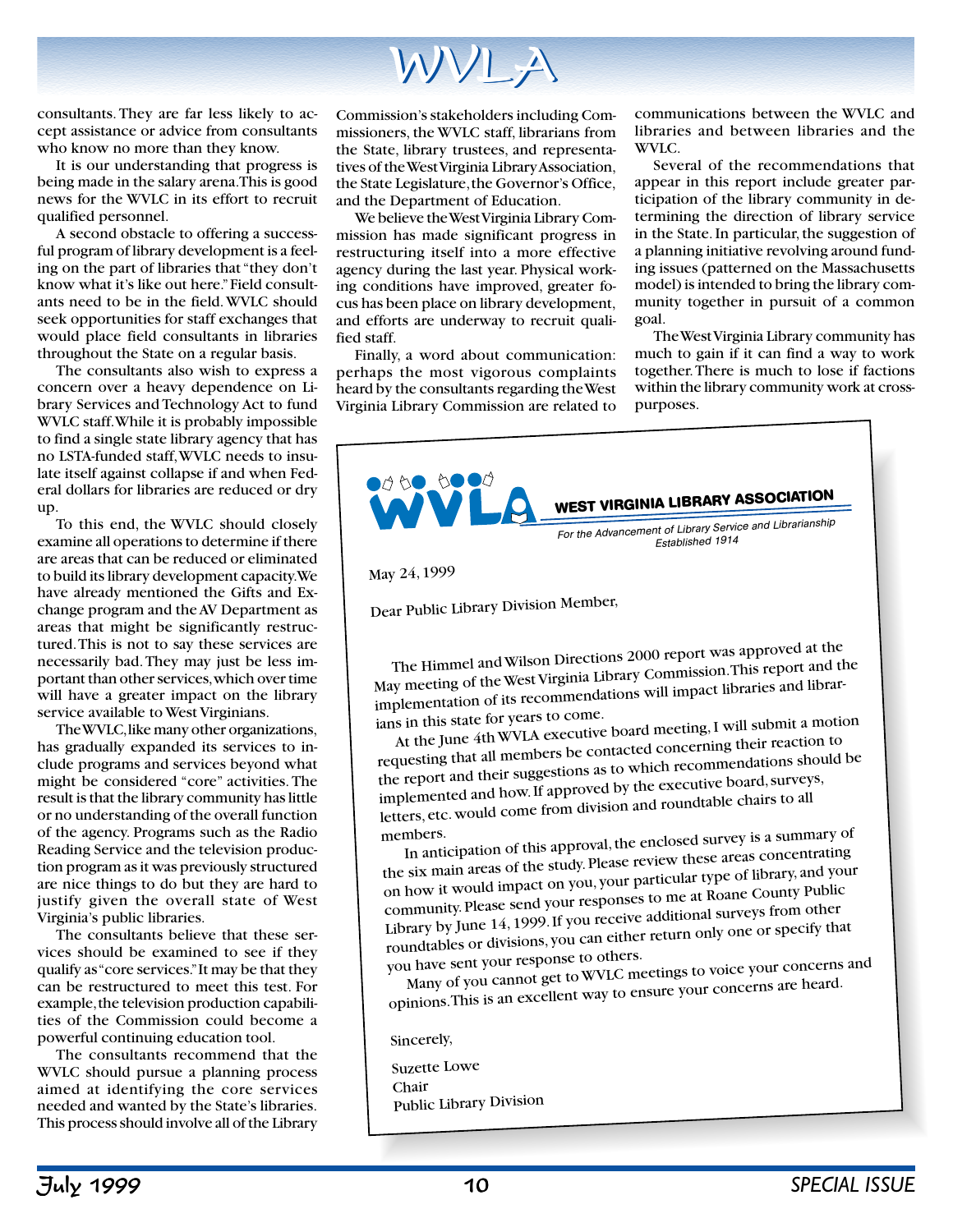consultants. They are far less likely to accept assistance or advice from consultants who know no more than they know.

It is our understanding that progress is being made in the salary arena. This is good news for the WVLC in its effort to recruit qualified personnel.

A second obstacle to offering a successful program of library development is a feeling on the part of libraries that "they don't know what it's like out here." Field consultants need to be in the field. WVLC should seek opportunities for staff exchanges that would place field consultants in libraries throughout the State on a regular basis.

The consultants also wish to express a concern over a heavy dependence on Library Services and Technology Act to fund WVLC staff. While it is probably impossible to find a single state library agency that has no LSTA-funded staff, WVLC needs to insulate itself against collapse if and when Federal dollars for libraries are reduced or dry up.

To this end, the WVLC should closely examine all operations to determine if there are areas that can be reduced or eliminated to build its library development capacity. We have already mentioned the Gifts and Exchange program and the AV Department as areas that might be significantly restructured. This is not to say these services are necessarily bad. They may just be less important than other services, which over time will have a greater impact on the library service available to West Virginians.

The WVLC, like many other organizations, has gradually expanded its services to include programs and services beyond what might be considered "core" activities. The result is that the library community has little or no understanding of the overall function of the agency. Programs such as the Radio Reading Service and the television production program as it was previously structured are nice things to do but they are hard to justify given the overall state of West Virginia's public libraries.

The consultants believe that these services should be examined to see if they qualify as "core services." It may be that they can be restructured to meet this test. For example, the television production capabilities of the Commission could become a powerful continuing education tool.

The consultants recommend that the WVLC should pursue a planning process aimed at identifying the core services needed and wanted by the State's libraries. This process should involve all of the Library Commission's stakeholders including Commissioners, the WVLC staff, librarians from the State, library trustees, and representatives of the West Virginia Library Association, the State Legislature, the Governor's Office, and the Department of Education.

We believe the West Virginia Library Commission has made significant progress in restructuring itself into a more effective agency during the last year. Physical working conditions have improved, greater focus has been place on library development, and efforts are underway to recruit qualified staff.

Finally, a word about communication: perhaps the most vigorous complaints heard by the consultants regarding the West Virginia Library Commission are related to communications between the WVLC and libraries and between libraries and the WVLC.

Several of the recommendations that appear in this report include greater participation of the library community in determining the direction of library service in the State. In particular, the suggestion of a planning initiative revolving around funding issues (patterned on the Massachusetts model) is intended to bring the library community together in pursuit of a common goal.

The West Virginia Library community has much to gain if it can find a way to work together. There is much to lose if factions within the library community work at cross-purposes.

---

**WVLA — WEST VIRGINIA LIBRARY ASSOCIATION**
*For the Advancement of Library Service and Librarianship*
*Established 1914*

May 24, 1999

Dear Public Library Division Member,

The Himmel and Wilson Directions 2000 report was approved at the May meeting of the West Virginia Library Commission. This report and the implementation of its recommendations will impact libraries and librarians in this state for years to come.

At the June 4th WVLA executive board meeting, I will submit a motion requesting that all members be contacted concerning their reaction to the report and their suggestions as to which recommendations should be implemented and how. If approved by the executive board, surveys, letters, etc. would come from division and roundtable chairs to all members.

In anticipation of this approval, the enclosed survey is a summary of the six main areas of the study. Please review these areas concentrating on how it would impact on you, your particular type of library, and your community. Please send your responses to me at Roane County Public Library by June 14, 1999. If you receive additional surveys from other roundtables or divisions, you can either return only one or specify that you have sent your response to others.

Many of you cannot get to WVLC meetings to voice your concerns and opinions. This is an excellent way to ensure your concerns are heard.

Sincerely,

Suzette Lowe
Chair
Public Library Division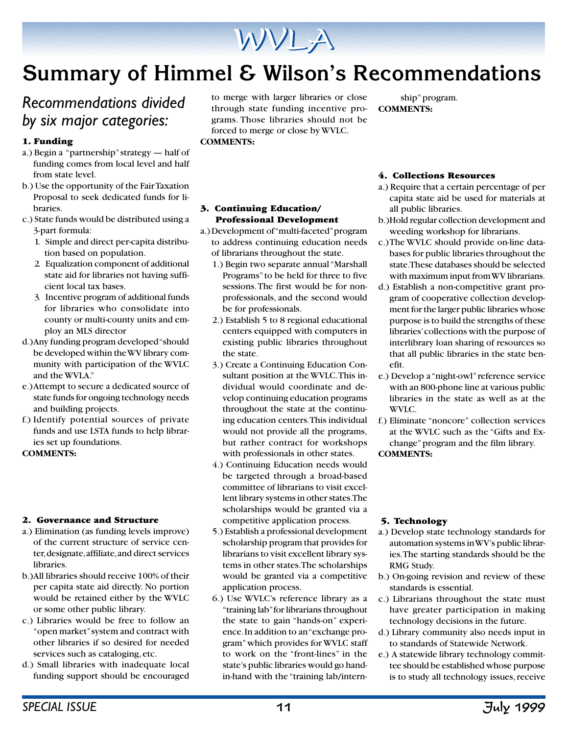# Summary of Himmel & Wilson's Recommendations

## *Recommendations divided by six major categories:*

### 1. Funding

a.) Begin a "partnership" strategy — half of funding comes from local level and half from state level.

b.) Use the opportunity of the Fair Taxation Proposal to seek dedicated funds for libraries.

c.) State funds would be distributed using a 3-part formula:

1. Simple and direct per-capita distribution based on population.
2. Equalization component of additional state aid for libraries not having sufficient local tax bases.
3. Incentive program of additional funds for libraries who consolidate into county or multi-county units and employ an MLS director

d.) Any funding program developed "should be developed within the WV library community with participation of the WVLC and the WVLA."

e.) Attempt to secure a dedicated source of state funds for ongoing technology needs and building projects.

f.) Identify potential sources of private funds and use LSTA funds to help libraries set up foundations.

**COMMENTS:**

### 2. Governance and Structure

a.) Elimination (as funding levels improve) of the current structure of service center, designate, affiliate, and direct services libraries.

b.) All libraries should receive 100% of their per capita state aid directly. No portion would be retained either by the WVLC or some other public library.

c.) Libraries would be free to follow an "open market" system and contract with other libraries if so desired for needed services such as cataloging, etc.

d.) Small libraries with inadequate local funding support should be encouraged to merge with larger libraries or close through state funding incentive programs. Those libraries should not be forced to merge or close by WVLC.

**COMMENTS:**

### 3. Continuing Education/ Professional Development

a.) Development of "multi-faceted" program to address continuing education needs of librarians throughout the state.

1.) Begin two separate annual "Marshall Programs" to be held for three to five sessions. The first would be for nonprofessionals, and the second would be for professionals.

2.) Establish 5 to 8 regional educational centers equipped with computers in existing public libraries throughout the state.

3.) Create a Continuing Education Consultant position at the WVLC. This individual would coordinate and develop continuing education programs throughout the state at the continuing education centers. This individual would not provide all the programs, but rather contract for workshops with professionals in other states.

4.) Continuing Education needs would be targeted through a broad-based committee of librarians to visit excellent library systems in other states. The scholarships would be granted via a competitive application process.

5.) Establish a professional development scholarship program that provides for librarians to visit excellent library systems in other states. The scholarships would be granted via a competitive application process.

6.) Use WVLC's reference library as a "training lab" for librarians throughout the state to gain "hands-on" experience. In addition to an "exchange program" which provides for WVLC staff to work on the "front-lines" in the state's public libraries would go hand-in-hand with the "training lab/internship" program.

**COMMENTS:**

### 4. Collections Resources

a.) Require that a certain percentage of per capita state aid be used for materials at all public libraries.

b.) Hold regular collection development and weeding workshop for librarians.

c.) The WVLC should provide on-line databases for public libraries throughout the state. These databases should be selected with maximum input from WV librarians.

d.) Establish a non-competitive grant program of cooperative collection development for the larger public libraries whose purpose is to build the strengths of these libraries' collections with the purpose of interlibrary loan sharing of resources so that all public libraries in the state benefit.

e.) Develop a "night-owl" reference service with an 800-phone line at various public libraries in the state as well as at the WVLC.

f.) Eliminate "noncore" collection services at the WVLC such as the "Gifts and Exchange" program and the film library.

**COMMENTS:**

### 5. Technology

a.) Develop state technology standards for automation systems in WV's public libraries. The starting standards should be the RMG Study.

b.) On-going revision and review of these standards is essential.

c.) Librarians throughout the state must have greater participation in making technology decisions in the future.

d.) Library community also needs input in to standards of Statewide Network.

e.) A statewide library technology committee should be established whose purpose is to study all technology issues, receive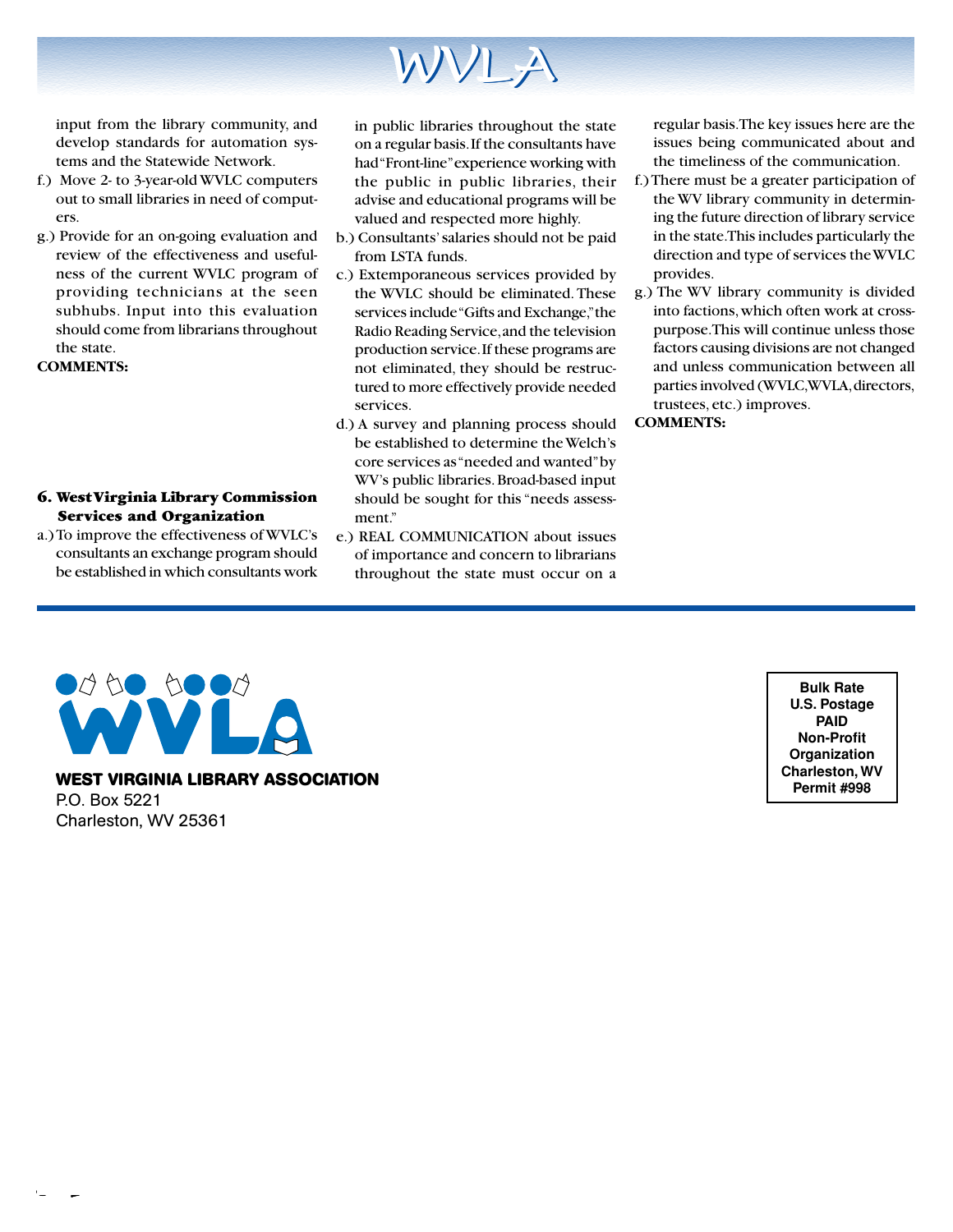input from the library community, and develop standards for automation systems and the Statewide Network.

f.) Move 2- to 3-year-old WVLC computers out to small libraries in need of computers.

g.) Provide for an on-going evaluation and review of the effectiveness and usefulness of the current WVLC program of providing technicians at the seen subhubs. Input into this evaluation should come from librarians throughout the state.

**COMMENTS:**

### 6. West Virginia Library Commission Services and Organization

a.) To improve the effectiveness of WVLC's consultants an exchange program should be established in which consultants work in public libraries throughout the state on a regular basis. If the consultants have had "Front-line" experience working with the public in public libraries, their advise and educational programs will be valued and respected more highly.

b.) Consultants' salaries should not be paid from LSTA funds.

c.) Extemporaneous services provided by the WVLC should be eliminated. These services include "Gifts and Exchange," the Radio Reading Service, and the television production service. If these programs are not eliminated, they should be restructured to more effectively provide needed services.

d.) A survey and planning process should be established to determine the Welch's core services as "needed and wanted" by WV's public libraries. Broad-based input should be sought for this "needs assessment."

e.) REAL COMMUNICATION about issues of importance and concern to librarians throughout the state must occur on a regular basis. The key issues here are the issues being communicated about and the timeliness of the communication.

f.) There must be a greater participation of the WV library community in determining the future direction of library service in the state. This includes particularly the direction and type of services the WVLC provides.

g.) The WV library community is divided into factions, which often work at cross-purpose. This will continue unless those factors causing divisions are not changed and unless communication between all parties involved (WVLC, WVLA, directors, trustees, etc.) improves.

**COMMENTS:**

**WEST VIRGINIA LIBRARY ASSOCIATION**
P.O. Box 5221
Charleston, WV 25361

**Bulk Rate**
**U.S. Postage**
**PAID**
**Non-Profit Organization**
**Charleston, WV**
**Permit #998**